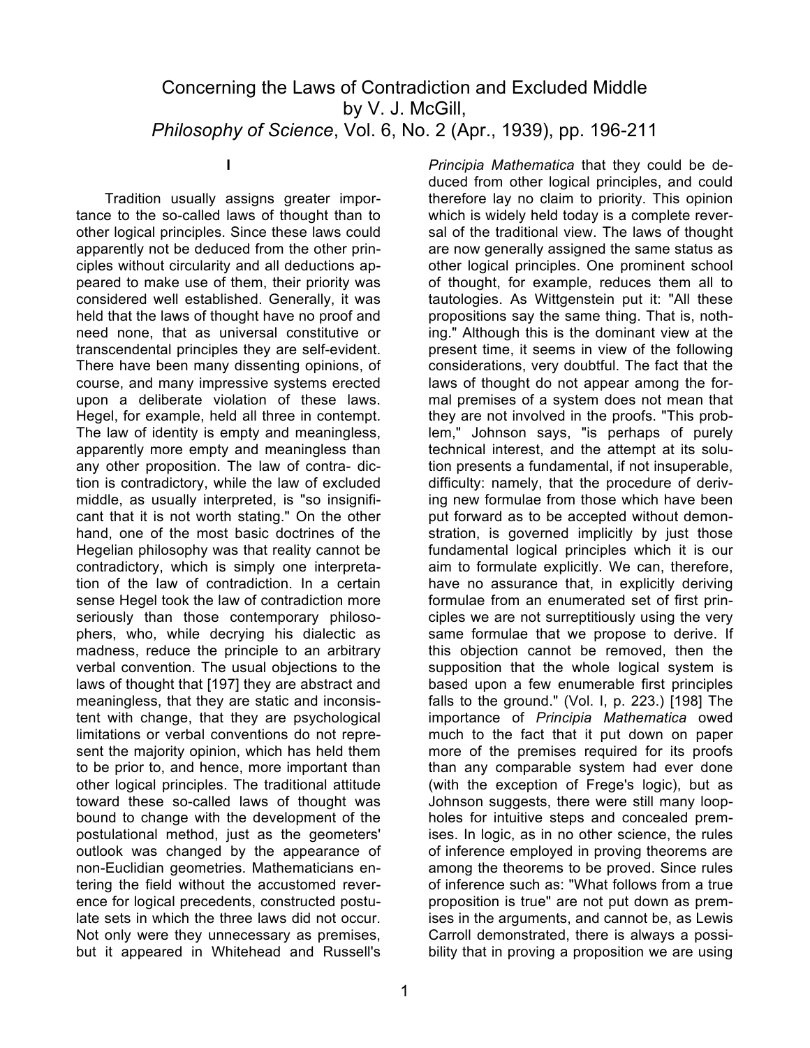# Concerning the Laws of Contradiction and Excluded Middle
by V. J. McGill,
*Philosophy of Science*, Vol. 6, No. 2 (Apr., 1939), pp. 196-211

## I

Tradition usually assigns greater importance to the so-called laws of thought than to other logical principles. Since these laws could apparently not be deduced from the other principles without circularity and all deductions appeared to make use of them, their priority was considered well established. Generally, it was held that the laws of thought have no proof and need none, that as universal constitutive or transcendental principles they are self-evident. There have been many dissenting opinions, of course, and many impressive systems erected upon a deliberate violation of these laws. Hegel, for example, held all three in contempt. The law of identity is empty and meaningless, apparently more empty and meaningless than any other proposition. The law of contradiction is contradictory, while the law of excluded middle, as usually interpreted, is "so insignificant that it is not worth stating." On the other hand, one of the most basic doctrines of the Hegelian philosophy was that reality cannot be contradictory, which is simply one interpretation of the law of contradiction. In a certain sense Hegel took the law of contradiction more seriously than those contemporary philosophers, who, while decrying his dialectic as madness, reduce the principle to an arbitrary verbal convention. The usual objections to the laws of thought that [197] they are abstract and meaningless, that they are static and inconsistent with change, that they are psychological limitations or verbal conventions do not represent the majority opinion, which has held them to be prior to, and hence, more important than other logical principles. The traditional attitude toward these so-called laws of thought was bound to change with the development of the postulational method, just as the geometers' outlook was changed by the appearance of non-Euclidian geometries. Mathematicians entering the field without the accustomed reverence for logical precedents, constructed postulate sets in which the three laws did not occur. Not only were they unnecessary as premises, but it appeared in Whitehead and Russell's *Principia Mathematica* that they could be deduced from other logical principles, and could therefore lay no claim to priority. This opinion which is widely held today is a complete reversal of the traditional view. The laws of thought are now generally assigned the same status as other logical principles. One prominent school of thought, for example, reduces them all to tautologies. As Wittgenstein put it: "All these propositions say the same thing. That is, nothing." Although this is the dominant view at the present time, it seems in view of the following considerations, very doubtful. The fact that the laws of thought do not appear among the formal premises of a system does not mean that they are not involved in the proofs. "This problem," Johnson says, "is perhaps of purely technical interest, and the attempt at its solution presents a fundamental, if not insuperable, difficulty: namely, that the procedure of deriving new formulae from those which have been put forward as to be accepted without demonstration, is governed implicitly by just those fundamental logical principles which it is our aim to formulate explicitly. We can, therefore, have no assurance that, in explicitly deriving formulae from an enumerated set of first principles we are not surreptitiously using the very same formulae that we propose to derive. If this objection cannot be removed, then the supposition that the whole logical system is based upon a few enumerable first principles falls to the ground." (Vol. I, p. 223.) [198] The importance of *Principia Mathematica* owed much to the fact that it put down on paper more of the premises required for its proofs than any comparable system had ever done (with the exception of Frege's logic), but as Johnson suggests, there were still many loopholes for intuitive steps and concealed premises. In logic, as in no other science, the rules of inference employed in proving theorems are among the theorems to be proved. Since rules of inference such as: "What follows from a true proposition is true" are not put down as premises in the arguments, and cannot be, as Lewis Carroll demonstrated, there is always a possibility that in proving a proposition we are using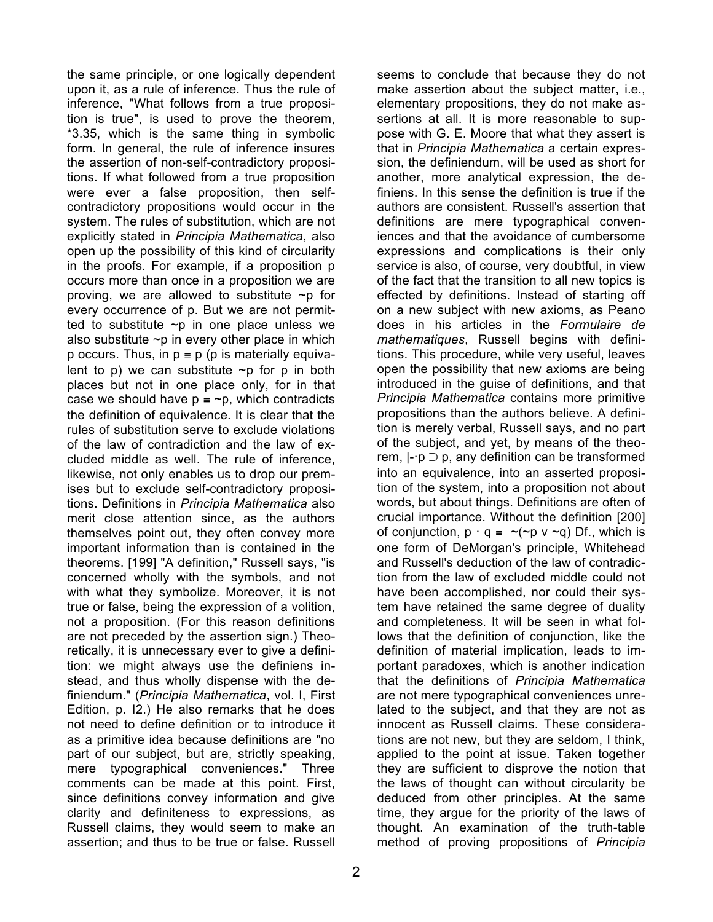the same principle, or one logically dependent upon it, as a rule of inference. Thus the rule of inference, "What follows from a true proposition is true", is used to prove the theorem, *3.35, which is the same thing in symbolic form. In general, the rule of inference insures the assertion of non-self-contradictory propositions. If what followed from a true proposition were ever a false proposition, then self-contradictory propositions would occur in the system. The rules of substitution, which are not explicitly stated in *Principia Mathematica*, also open up the possibility of this kind of circularity in the proofs. For example, if a proposition p occurs more than once in a proposition we are proving, we are allowed to substitute ~p for every occurrence of p. But we are not permitted to substitute ~p in one place unless we also substitute ~p in every other place in which p occurs. Thus, in $p \equiv p$ (p is materially equivalent to p) we can substitute ~p for p in both places but not in one place only, for in that case we should have $p \equiv \sim p$, which contradicts the definition of equivalence. It is clear that the rules of substitution serve to exclude violations of the law of contradiction and the law of excluded middle as well. The rule of inference, likewise, not only enables us to drop our premises but to exclude self-contradictory propositions. Definitions in *Principia Mathematica* also merit close attention since, as the authors themselves point out, they often convey more important information than is contained in the theorems. [199] "A definition," Russell says, "is concerned wholly with the symbols, and not with what they symbolize. Moreover, it is not true or false, being the expression of a volition, not a proposition. (For this reason definitions are not preceded by the assertion sign.) Theoretically, it is unnecessary ever to give a definition: we might always use the definiens instead, and thus wholly dispense with the definiendum." (*Principia Mathematica*, vol. I, First Edition, p. I2.) He also remarks that he does not need to define definition or to introduce it as a primitive idea because definitions are "no part of our subject, but are, strictly speaking, mere typographical conveniences." Three comments can be made at this point. First, since definitions convey information and give clarity and definiteness to expressions, as Russell claims, they would seem to make an assertion; and thus to be true or false. Russell seems to conclude that because they do not make assertion about the subject matter, i.e., elementary propositions, they do not make assertions at all. It is more reasonable to suppose with G. E. Moore that what they assert is that in *Principia Mathematica* a certain expression, the definiendum, will be used as short for another, more analytical expression, the definiens. In this sense the definition is true if the authors are consistent. Russell's assertion that definitions are mere typographical conveniences and that the avoidance of cumbersome expressions and complications is their only service is also, of course, very doubtful, in view of the fact that the transition to all new topics is effected by definitions. Instead of starting off on a new subject with new axioms, as Peano does in his articles in the *Formulaire de mathematiques*, Russell begins with definitions. This procedure, while very useful, leaves open the possibility that new axioms are being introduced in the guise of definitions, and that *Principia Mathematica* contains more primitive propositions than the authors believe. A definition is merely verbal, Russell says, and no part of the subject, and yet, by means of the theorem, $\vdash \cdot p \supset p$, any definition can be transformed into an equivalence, into an asserted proposition of the system, into a proposition not about words, but about things. Definitions are often of crucial importance. Without the definition [200] of conjunction, $p \cdot q \equiv \sim(\sim p \vee \sim q)$ Df., which is one form of DeMorgan's principle, Whitehead and Russell's deduction of the law of contradiction from the law of excluded middle could not have been accomplished, nor could their system have retained the same degree of duality and completeness. It will be seen in what follows that the definition of conjunction, like the definition of material implication, leads to important paradoxes, which is another indication that the definitions of *Principia Mathematica* are not mere typographical conveniences unrelated to the subject, and that they are not as innocent as Russell claims. These considerations are not new, but they are seldom, I think, applied to the point at issue. Taken together they are sufficient to disprove the notion that the laws of thought can without circularity be deduced from other principles. At the same time, they argue for the priority of the laws of thought. An examination of the truth-table method of proving propositions of *Principia*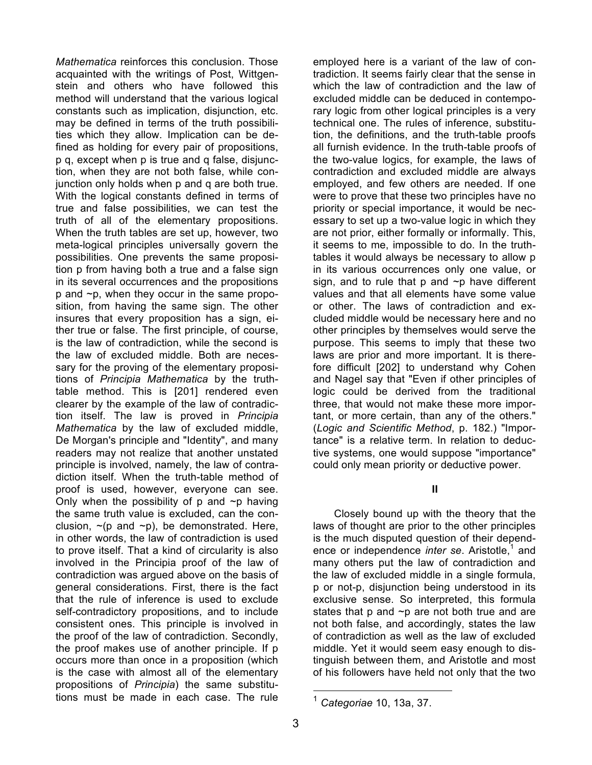*Mathematica* reinforces this conclusion. Those acquainted with the writings of Post, Wittgenstein and others who have followed this method will understand that the various logical constants such as implication, disjunction, etc. may be defined in terms of the truth possibilities which they allow. Implication can be defined as holding for every pair of propositions, p q, except when p is true and q false, disjunction, when they are not both false, while conjunction only holds when p and q are both true. With the logical constants defined in terms of true and false possibilities, we can test the truth of all of the elementary propositions. When the truth tables are set up, however, two meta-logical principles universally govern the possibilities. One prevents the same proposition p from having both a true and a false sign in its several occurrences and the propositions p and ~p, when they occur in the same proposition, from having the same sign. The other insures that every proposition has a sign, either true or false. The first principle, of course, is the law of contradiction, while the second is the law of excluded middle. Both are necessary for the proving of the elementary propositions of *Principia Mathematica* by the truth-table method. This is [201] rendered even clearer by the example of the law of contradiction itself. The law is proved in *Principia Mathematica* by the law of excluded middle, De Morgan's principle and "Identity", and many readers may not realize that another unstated principle is involved, namely, the law of contradiction itself. When the truth-table method of proof is used, however, everyone can see. Only when the possibility of p and ~p having the same truth value is excluded, can the conclusion, ~(p and ~p), be demonstrated. Here, in other words, the law of contradiction is used to prove itself. That a kind of circularity is also involved in the Principia proof of the law of contradiction was argued above on the basis of general considerations. First, there is the fact that the rule of inference is used to exclude self-contradictory propositions, and to include consistent ones. This principle is involved in the proof of the law of contradiction. Secondly, the proof makes use of another principle. If p occurs more than once in a proposition (which is the case with almost all of the elementary propositions of *Principia*) the same substitutions must be made in each case. The rule employed here is a variant of the law of contradiction. It seems fairly clear that the sense in which the law of contradiction and the law of excluded middle can be deduced in contemporary logic from other logical principles is a very technical one. The rules of inference, substitution, the definitions, and the truth-table proofs all furnish evidence. In the truth-table proofs of the two-value logics, for example, the laws of contradiction and excluded middle are always employed, and few others are needed. If one were to prove that these two principles have no priority or special importance, it would be necessary to set up a two-value logic in which they are not prior, either formally or informally. This, it seems to me, impossible to do. In the truth-tables it would always be necessary to allow p in its various occurrences only one value, or sign, and to rule that p and ~p have different values and that all elements have some value or other. The laws of contradiction and excluded middle would be necessary here and no other principles by themselves would serve the purpose. This seems to imply that these two laws are prior and more important. It is therefore difficult [202] to understand why Cohen and Nagel say that "Even if other principles of logic could be derived from the traditional three, that would not make these more important, or more certain, than any of the others." (*Logic and Scientific Method*, p. 182.) "Importance" is a relative term. In relation to deductive systems, one would suppose "importance" could only mean priority or deductive power.

## II

Closely bound up with the theory that the laws of thought are prior to the other principles is the much disputed question of their dependence or independence *inter se*. Aristotle,[1] and many others put the law of contradiction and the law of excluded middle in a single formula, p or not-p, disjunction being understood in its exclusive sense. So interpreted, this formula states that p and ~p are not both true and are not both false, and accordingly, states the law of contradiction as well as the law of excluded middle. Yet it would seem easy enough to distinguish between them, and Aristotle and most of his followers have held not only that the two

[1] *Categoriae* 10, 13a, 37.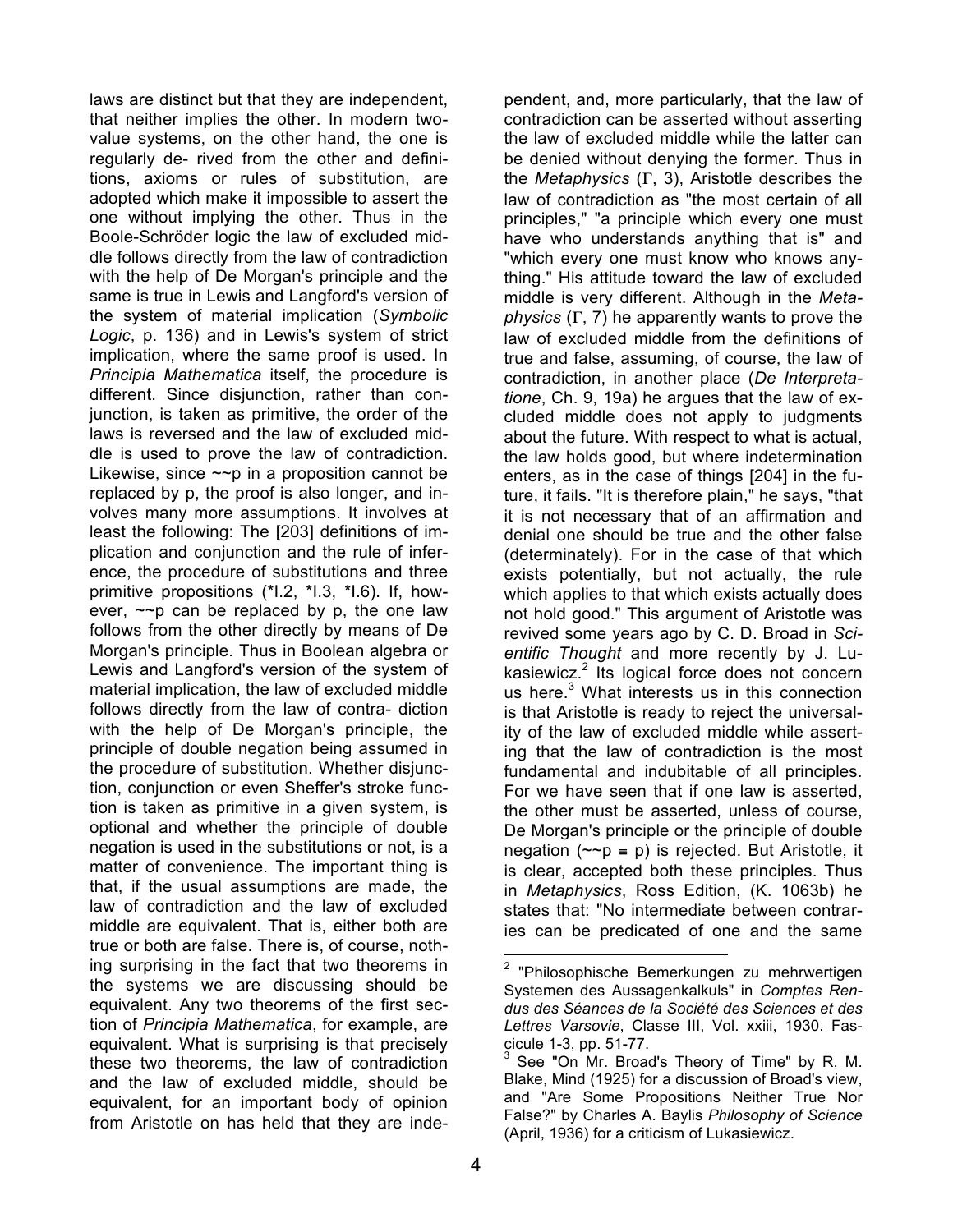laws are distinct but that they are independent, that neither implies the other. In modern two-value systems, on the other hand, the one is regularly derived from the other and definitions, axioms or rules of substitution, are adopted which make it impossible to assert the one without implying the other. Thus in the Boole-Schröder logic the law of excluded middle follows directly from the law of contradiction with the help of De Morgan's principle and the same is true in Lewis and Langford's version of the system of material implication (*Symbolic Logic*, p. 136) and in Lewis's system of strict implication, where the same proof is used. In *Principia Mathematica* itself, the procedure is different. Since disjunction, rather than conjunction, is taken as primitive, the order of the laws is reversed and the law of excluded middle is used to prove the law of contradiction. Likewise, since ~~p in a proposition cannot be replaced by p, the proof is also longer, and involves many more assumptions. It involves at least the following: The [203] definitions of implication and conjunction and the rule of inference, the procedure of substitutions and three primitive propositions (*I.2, *I.3, *I.6). If, however, ~~p can be replaced by p, the one law follows from the other directly by means of De Morgan's principle. Thus in Boolean algebra or Lewis and Langford's version of the system of material implication, the law of excluded middle follows directly from the law of contradiction with the help of De Morgan's principle, the principle of double negation being assumed in the procedure of substitution. Whether disjunction, conjunction or even Sheffer's stroke function is taken as primitive in a given system, is optional and whether the principle of double negation is used in the substitutions or not, is a matter of convenience. The important thing is that, if the usual assumptions are made, the law of contradiction and the law of excluded middle are equivalent. That is, either both are true or both are false. There is, of course, nothing surprising in the fact that two theorems in the systems we are discussing should be equivalent. Any two theorems of the first section of *Principia Mathematica*, for example, are equivalent. What is surprising is that precisely these two theorems, the law of contradiction and the law of excluded middle, should be equivalent, for an important body of opinion from Aristotle on has held that they are independent, and, more particularly, that the law of contradiction can be asserted without asserting the law of excluded middle while the latter can be denied without denying the former. Thus in the *Metaphysics* (Γ, 3), Aristotle describes the law of contradiction as "the most certain of all principles," "a principle which every one must have who understands anything that is" and "which every one must know who knows anything." His attitude toward the law of excluded middle is very different. Although in the *Metaphysics* (Γ, 7) he apparently wants to prove the law of excluded middle from the definitions of true and false, assuming, of course, the law of contradiction, in another place (*De Interpretatione*, Ch. 9, 19a) he argues that the law of excluded middle does not apply to judgments about the future. With respect to what is actual, the law holds good, but where indetermination enters, as in the case of things [204] in the future, it fails. "It is therefore plain," he says, "that it is not necessary that of an affirmation and denial one should be true and the other false (determinately). For in the case of that which exists potentially, but not actually, the rule which applies to that which exists actually does not hold good." This argument of Aristotle was revived some years ago by C. D. Broad in *Scientific Thought* and more recently by J. Lukasiewicz.[2] Its logical force does not concern us here.[3] What interests us in this connection is that Aristotle is ready to reject the universality of the law of excluded middle while asserting that the law of contradiction is the most fundamental and indubitable of all principles. For we have seen that if one law is asserted, the other must be asserted, unless of course, De Morgan's principle or the principle of double negation (~~p ≡ p) is rejected. But Aristotle, it is clear, accepted both these principles. Thus in *Metaphysics*, Ross Edition, (K. 1063b) he states that: "No intermediate between contraries can be predicated of one and the same

---

[2] "Philosophische Bemerkungen zu mehrwertigen Systemen des Aussagenkalkuls" in *Comptes Rendus des Séances de la Société des Sciences et des Lettres Varsovie*, Classe III, Vol. xxiii, 1930. Fascicule 1-3, pp. 51-77.

[3] See "On Mr. Broad's Theory of Time" by R. M. Blake, Mind (1925) for a discussion of Broad's view, and "Are Some Propositions Neither True Nor False?" by Charles A. Baylis *Philosophy of Science* (April, 1936) for a criticism of Lukasiewicz.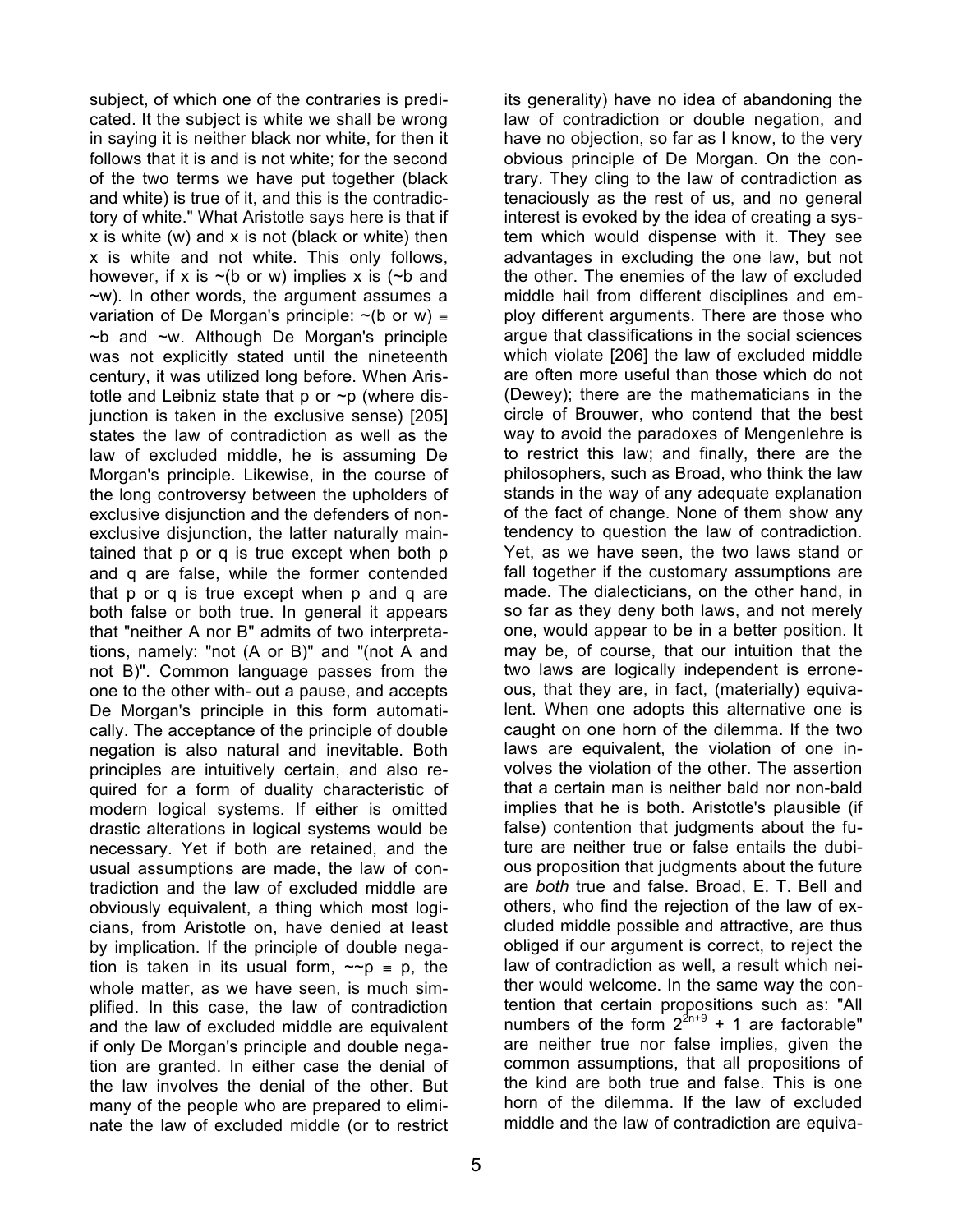subject, of which one of the contraries is predicated. It the subject is white we shall be wrong in saying it is neither black nor white, for then it follows that it is and is not white; for the second of the two terms we have put together (black and white) is true of it, and this is the contradictory of white." What Aristotle says here is that if x is white (w) and x is not (black or white) then x is white and not white. This only follows, however, if x is ~(b or w) implies x is (~b and ~w). In other words, the argument assumes a variation of De Morgan's principle: ~(b or w) ≡ ~b and ~w. Although De Morgan's principle was not explicitly stated until the nineteenth century, it was utilized long before. When Aristotle and Leibniz state that p or ~p (where disjunction is taken in the exclusive sense) [205] states the law of contradiction as well as the law of excluded middle, he is assuming De Morgan's principle. Likewise, in the course of the long controversy between the upholders of exclusive disjunction and the defenders of non-exclusive disjunction, the latter naturally maintained that p or q is true except when both p and q are false, while the former contended that p or q is true except when p and q are both false or both true. In general it appears that "neither A nor B" admits of two interpretations, namely: "not (A or B)" and "(not A and not B)". Common language passes from the one to the other with- out a pause, and accepts De Morgan's principle in this form automatically. The acceptance of the principle of double negation is also natural and inevitable. Both principles are intuitively certain, and also required for a form of duality characteristic of modern logical systems. If either is omitted drastic alterations in logical systems would be necessary. Yet if both are retained, and the usual assumptions are made, the law of contradiction and the law of excluded middle are obviously equivalent, a thing which most logicians, from Aristotle on, have denied at least by implication. If the principle of double negation is taken in its usual form, ~~p ≡ p, the whole matter, as we have seen, is much simplified. In this case, the law of contradiction and the law of excluded middle are equivalent if only De Morgan's principle and double negation are granted. In either case the denial of the law involves the denial of the other. But many of the people who are prepared to eliminate the law of excluded middle (or to restrict its generality) have no idea of abandoning the law of contradiction or double negation, and have no objection, so far as I know, to the very obvious principle of De Morgan. On the contrary. They cling to the law of contradiction as tenaciously as the rest of us, and no general interest is evoked by the idea of creating a system which would dispense with it. They see advantages in excluding the one law, but not the other. The enemies of the law of excluded middle hail from different disciplines and employ different arguments. There are those who argue that classifications in the social sciences which violate [206] the law of excluded middle are often more useful than those which do not (Dewey); there are the mathematicians in the circle of Brouwer, who contend that the best way to avoid the paradoxes of Mengenlehre is to restrict this law; and finally, there are the philosophers, such as Broad, who think the law stands in the way of any adequate explanation of the fact of change. None of them show any tendency to question the law of contradiction. Yet, as we have seen, the two laws stand or fall together if the customary assumptions are made. The dialecticians, on the other hand, in so far as they deny both laws, and not merely one, would appear to be in a better position. It may be, of course, that our intuition that the two laws are logically independent is erroneous, that they are, in fact, (materially) equivalent. When one adopts this alternative one is caught on one horn of the dilemma. If the two laws are equivalent, the violation of one involves the violation of the other. The assertion that a certain man is neither bald nor non-bald implies that he is both. Aristotle's plausible (if false) contention that judgments about the future are neither true or false entails the dubious proposition that judgments about the future are *both* true and false. Broad, E. T. Bell and others, who find the rejection of the law of excluded middle possible and attractive, are thus obliged if our argument is correct, to reject the law of contradiction as well, a result which neither would welcome. In the same way the contention that certain propositions such as: "All numbers of the form $2^{2n+9} + 1$ are factorable" are neither true nor false implies, given the common assumptions, that all propositions of the kind are both true and false. This is one horn of the dilemma. If the law of excluded middle and the law of contradiction are equiva-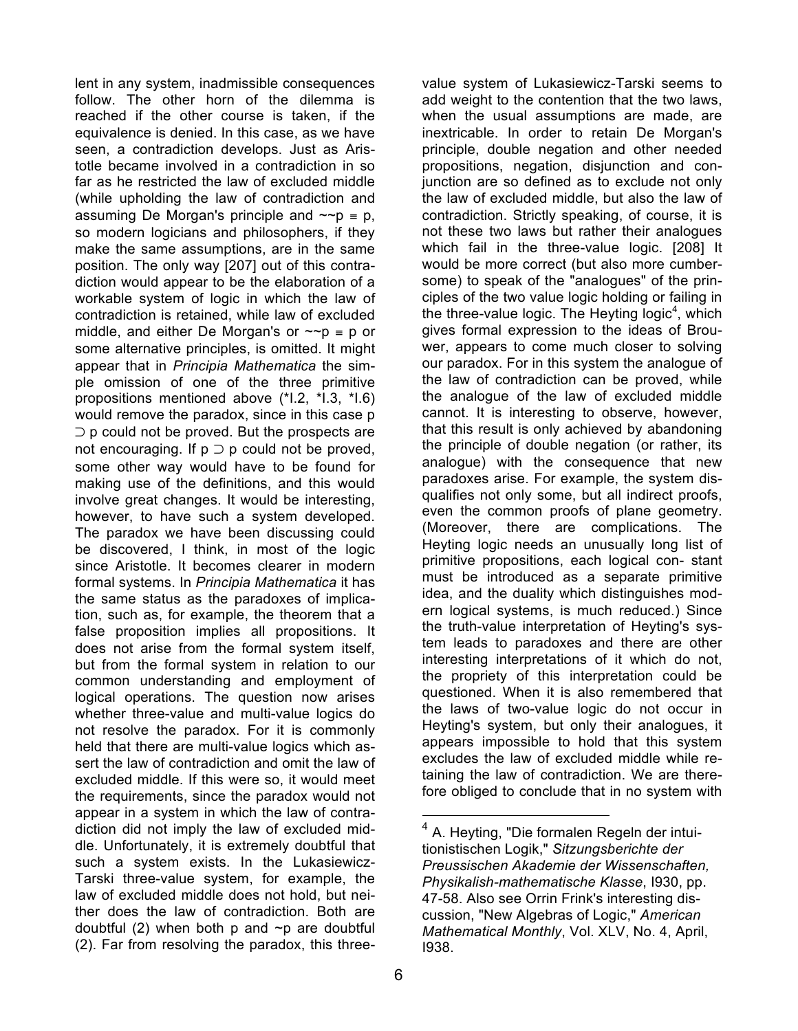lent in any system, inadmissible consequences follow. The other horn of the dilemma is reached if the other course is taken, if the equivalence is denied. In this case, as we have seen, a contradiction develops. Just as Aristotle became involved in a contradiction in so far as he restricted the law of excluded middle (while upholding the law of contradiction and assuming De Morgan's principle and $\sim\sim p \equiv p$, so modern logicians and philosophers, if they make the same assumptions, are in the same position. The only way [207] out of this contradiction would appear to be the elaboration of a workable system of logic in which the law of contradiction is retained, while law of excluded middle, and either De Morgan's or $\sim\sim p \equiv p$ or some alternative principles, is omitted. It might appear that in *Principia Mathematica* the simple omission of one of the three primitive propositions mentioned above (*I.2, *I.3, *I.6) would remove the paradox, since in this case $p \supset p$ could not be proved. But the prospects are not encouraging. If $p \supset p$ could not be proved, some other way would have to be found for making use of the definitions, and this would involve great changes. It would be interesting, however, to have such a system developed. The paradox we have been discussing could be discovered, I think, in most of the logic since Aristotle. It becomes clearer in modern formal systems. In *Principia Mathematica* it has the same status as the paradoxes of implication, such as, for example, the theorem that a false proposition implies all propositions. It does not arise from the formal system itself, but from the formal system in relation to our common understanding and employment of logical operations. The question now arises whether three-value and multi-value logics do not resolve the paradox. For it is commonly held that there are multi-value logics which assert the law of contradiction and omit the law of excluded middle. If this were so, it would meet the requirements, since the paradox would not appear in a system in which the law of contradiction did not imply the law of excluded middle. Unfortunately, it is extremely doubtful that such a system exists. In the Lukasiewicz-Tarski three-value system, for example, the law of excluded middle does not hold, but neither does the law of contradiction. Both are doubtful (2) when both p and ~p are doubtful (2). Far from resolving the paradox, this three-value system of Lukasiewicz-Tarski seems to add weight to the contention that the two laws, when the usual assumptions are made, are inextricable. In order to retain De Morgan's principle, double negation and other needed propositions, negation, disjunction and conjunction are so defined as to exclude not only the law of excluded middle, but also the law of contradiction. Strictly speaking, of course, it is not these two laws but rather their analogues which fail in the three-value logic. [208] It would be more correct (but also more cumbersome) to speak of the "analogues" of the principles of the two value logic holding or failing in the three-value logic. The Heyting logic[4], which gives formal expression to the ideas of Brouwer, appears to come much closer to solving our paradox. For in this system the analogue of the law of contradiction can be proved, while the analogue of the law of excluded middle cannot. It is interesting to observe, however, that this result is only achieved by abandoning the principle of double negation (or rather, its analogue) with the consequence that new paradoxes arise. For example, the system disqualifies not only some, but all indirect proofs, even the common proofs of plane geometry. (Moreover, there are complications. The Heyting logic needs an unusually long list of primitive propositions, each logical con- stant must be introduced as a separate primitive idea, and the duality which distinguishes modern logical systems, is much reduced.) Since the truth-value interpretation of Heyting's system leads to paradoxes and there are other interesting interpretations of it which do not, the propriety of this interpretation could be questioned. When it is also remembered that the laws of two-value logic do not occur in Heyting's system, but only their analogues, it appears impossible to hold that this system excludes the law of excluded middle while retaining the law of contradiction. We are therefore obliged to conclude that in no system with

---

[4] A. Heyting, "Die formalen Regeln der intuitionistischen Logik," *Sitzungsberichte der Preussischen Akademie der Wissenschaften, Physikalish-mathematische Klasse*, l930, pp. 47-58. Also see Orrin Frink's interesting discussion, "New Algebras of Logic," *American Mathematical Monthly*, Vol. XLV, No. 4, April, l938.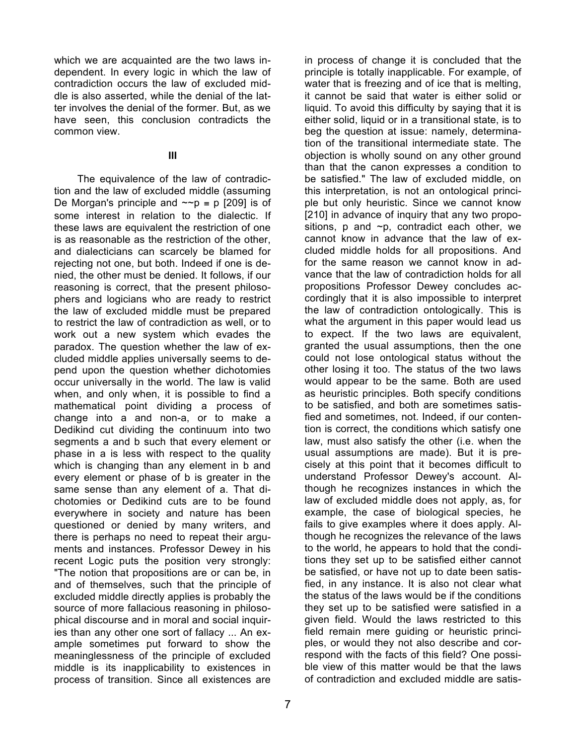which we are acquainted are the two laws independent. In every logic in which the law of contradiction occurs the law of excluded middle is also asserted, while the denial of the latter involves the denial of the former. But, as we have seen, this conclusion contradicts the common view.

**III**

The equivalence of the law of contradiction and the law of excluded middle (assuming De Morgan's principle and $\sim\sim p \equiv p$ [209] is of some interest in relation to the dialectic. If these laws are equivalent the restriction of one is as reasonable as the restriction of the other, and dialecticians can scarcely be blamed for rejecting not one, but both. Indeed if one is denied, the other must be denied. It follows, if our reasoning is correct, that the present philosophers and logicians who are ready to restrict the law of excluded middle must be prepared to restrict the law of contradiction as well, or to work out a new system which evades the paradox. The question whether the law of excluded middle applies universally seems to depend upon the question whether dichotomies occur universally in the world. The law is valid when, and only when, it is possible to find a mathematical point dividing a process of change into a and non-a, or to make a Dedikind cut dividing the continuum into two segments a and b such that every element or phase in a is less with respect to the quality which is changing than any element in b and every element or phase of b is greater in the same sense than any element of a. That dichotomies or Dedikind cuts are to be found everywhere in society and nature has been questioned or denied by many writers, and there is perhaps no need to repeat their arguments and instances. Professor Dewey in his recent Logic puts the position very strongly: "The notion that propositions are or can be, in and of themselves, such that the principle of excluded middle directly applies is probably the source of more fallacious reasoning in philosophical discourse and in moral and social inquiries than any other one sort of fallacy ... An example sometimes put forward to show the meaninglessness of the principle of excluded middle is its inapplicability to existences in process of transition. Since all existences are in process of change it is concluded that the principle is totally inapplicable. For example, of water that is freezing and of ice that is melting, it cannot be said that water is either solid or liquid. To avoid this difficulty by saying that it is either solid, liquid or in a transitional state, is to beg the question at issue: namely, determination of the transitional intermediate state. The objection is wholly sound on any other ground than that the canon expresses a condition to be satisfied." The law of excluded middle, on this interpretation, is not an ontological principle but only heuristic. Since we cannot know [210] in advance of inquiry that any two propositions, p and ~p, contradict each other, we cannot know in advance that the law of excluded middle holds for all propositions. And for the same reason we cannot know in advance that the law of contradiction holds for all propositions Professor Dewey concludes accordingly that it is also impossible to interpret the law of contradiction ontologically. This is what the argument in this paper would lead us to expect. If the two laws are equivalent, granted the usual assumptions, then the one could not lose ontological status without the other losing it too. The status of the two laws would appear to be the same. Both are used as heuristic principles. Both specify conditions to be satisfied, and both are sometimes satisfied and sometimes, not. Indeed, if our contention is correct, the conditions which satisfy one law, must also satisfy the other (i.e. when the usual assumptions are made). But it is precisely at this point that it becomes difficult to understand Professor Dewey's account. Although he recognizes instances in which the law of excluded middle does not apply, as, for example, the case of biological species, he fails to give examples where it does apply. Although he recognizes the relevance of the laws to the world, he appears to hold that the conditions they set up to be satisfied either cannot be satisfied, or have not up to date been satisfied, in any instance. It is also not clear what the status of the laws would be if the conditions they set up to be satisfied were satisfied in a given field. Would the laws restricted to this field remain mere guiding or heuristic principles, or would they not also describe and correspond with the facts of this field? One possible view of this matter would be that the laws of contradiction and excluded middle are satis-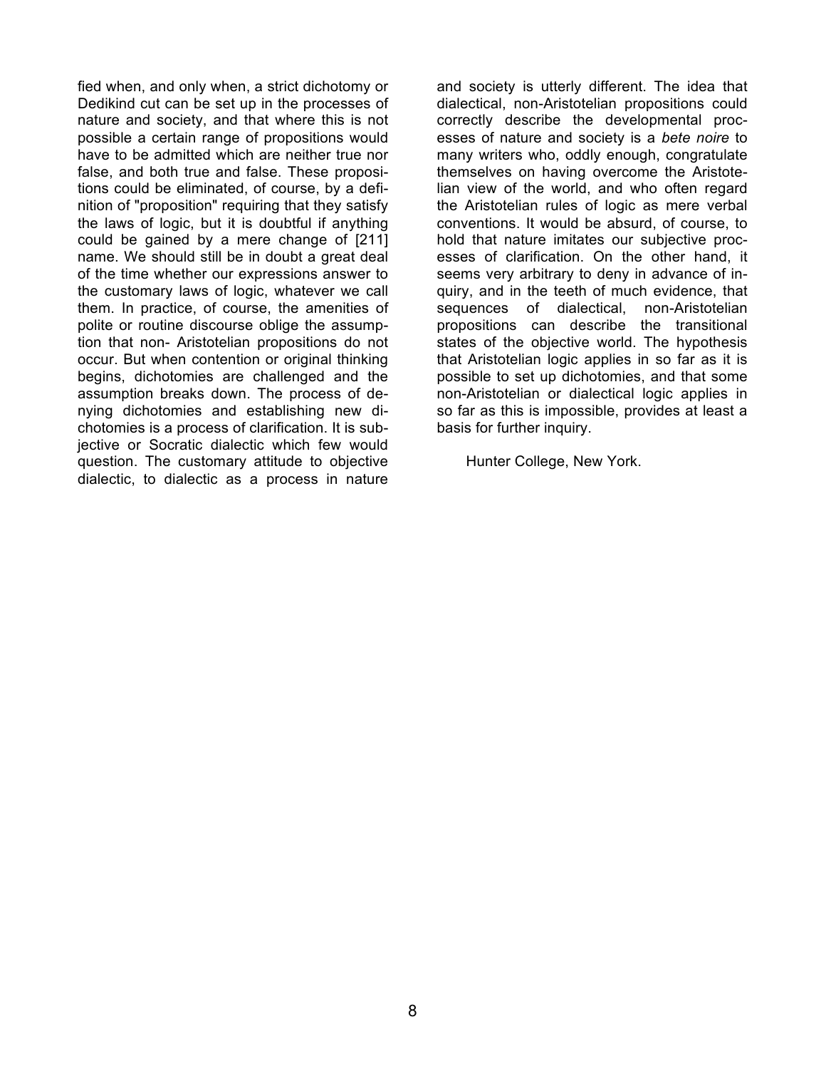fied when, and only when, a strict dichotomy or Dedikind cut can be set up in the processes of nature and society, and that where this is not possible a certain range of propositions would have to be admitted which are neither true nor false, and both true and false. These propositions could be eliminated, of course, by a definition of "proposition" requiring that they satisfy the laws of logic, but it is doubtful if anything could be gained by a mere change of [211] name. We should still be in doubt a great deal of the time whether our expressions answer to the customary laws of logic, whatever we call them. In practice, of course, the amenities of polite or routine discourse oblige the assumption that non- Aristotelian propositions do not occur. But when contention or original thinking begins, dichotomies are challenged and the assumption breaks down. The process of denying dichotomies and establishing new dichotomies is a process of clarification. It is subjective or Socratic dialectic which few would question. The customary attitude to objective dialectic, to dialectic as a process in nature and society is utterly different. The idea that dialectical, non-Aristotelian propositions could correctly describe the developmental processes of nature and society is a *bete noire* to many writers who, oddly enough, congratulate themselves on having overcome the Aristotelian view of the world, and who often regard the Aristotelian rules of logic as mere verbal conventions. It would be absurd, of course, to hold that nature imitates our subjective processes of clarification. On the other hand, it seems very arbitrary to deny in advance of inquiry, and in the teeth of much evidence, that sequences of dialectical, non-Aristotelian propositions can describe the transitional states of the objective world. The hypothesis that Aristotelian logic applies in so far as it is possible to set up dichotomies, and that some non-Aristotelian or dialectical logic applies in so far as this is impossible, provides at least a basis for further inquiry.

Hunter College, New York.